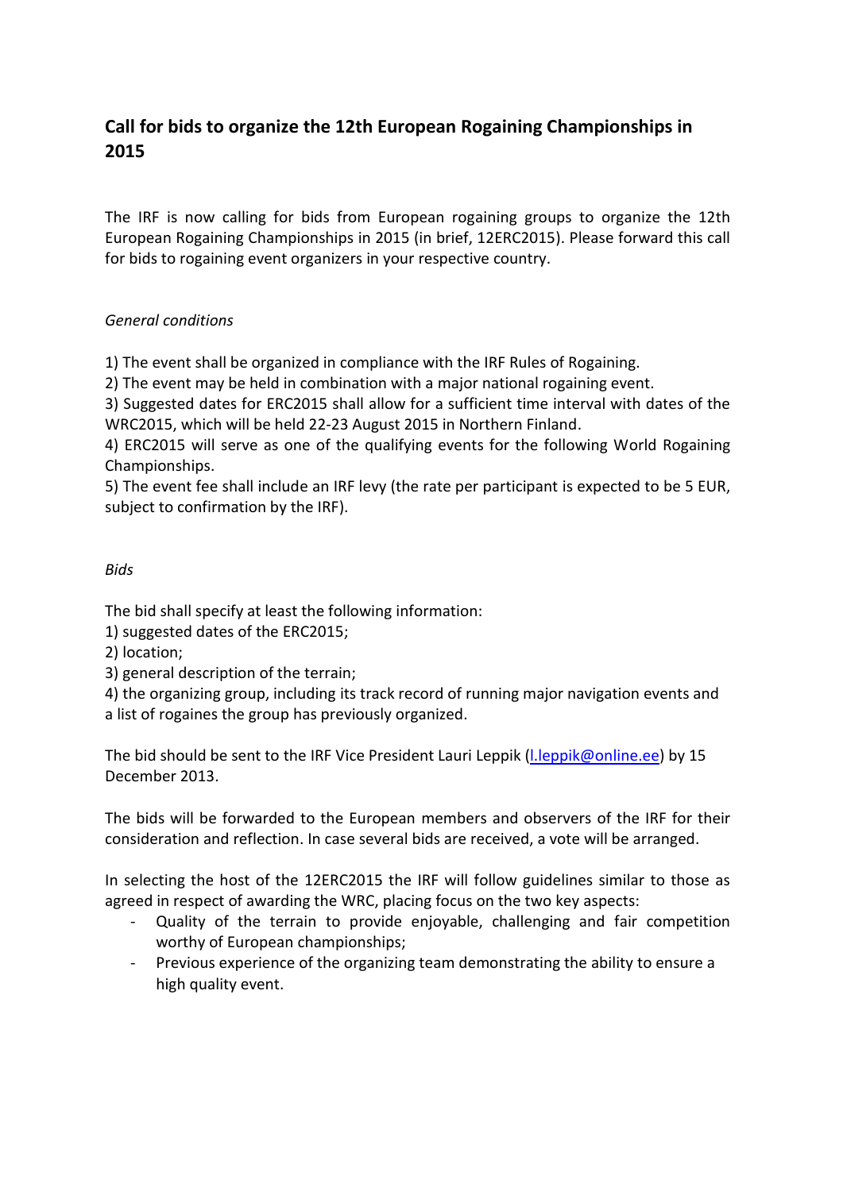# Call for bids to organize the 12th European Rogaining Championships in 2015

The IRF is now calling for bids from European rogaining groups to organize the 12th European Rogaining Championships in 2015 (in brief, 12ERC2015). Please forward this call for bids to rogaining event organizers in your respective country.

*General conditions*

1) The event shall be organized in compliance with the IRF Rules of Rogaining.
2) The event may be held in combination with a major national rogaining event.
3) Suggested dates for ERC2015 shall allow for a sufficient time interval with dates of the WRC2015, which will be held 22-23 August 2015 in Northern Finland.
4) ERC2015 will serve as one of the qualifying events for the following World Rogaining Championships.
5) The event fee shall include an IRF levy (the rate per participant is expected to be 5 EUR, subject to confirmation by the IRF).

*Bids*

The bid shall specify at least the following information:
1) suggested dates of the ERC2015;
2) location;
3) general description of the terrain;
4) the organizing group, including its track record of running major navigation events and a list of rogaines the group has previously organized.

The bid should be sent to the IRF Vice President Lauri Leppik (l.leppik@online.ee) by 15 December 2013.

The bids will be forwarded to the European members and observers of the IRF for their consideration and reflection. In case several bids are received, a vote will be arranged.

In selecting the host of the 12ERC2015 the IRF will follow guidelines similar to those as agreed in respect of awarding the WRC, placing focus on the two key aspects:

- Quality of the terrain to provide enjoyable, challenging and fair competition worthy of European championships;
- Previous experience of the organizing team demonstrating the ability to ensure a high quality event.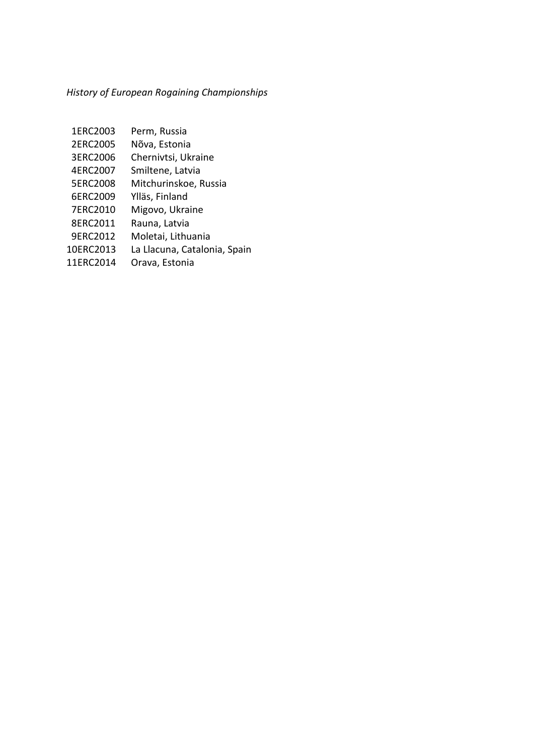*History of European Rogaining Championships*

| | |
|---|---|
| 1ERC2003 | Perm, Russia |
| 2ERC2005 | Nõva, Estonia |
| 3ERC2006 | Chernivtsi, Ukraine |
| 4ERC2007 | Smiltene, Latvia |
| 5ERC2008 | Mitchurinskoe, Russia |
| 6ERC2009 | Ylläs, Finland |
| 7ERC2010 | Migovo, Ukraine |
| 8ERC2011 | Rauna, Latvia |
| 9ERC2012 | Moletai, Lithuania |
| 10ERC2013 | La Llacuna, Catalonia, Spain |
| 11ERC2014 | Orava, Estonia |